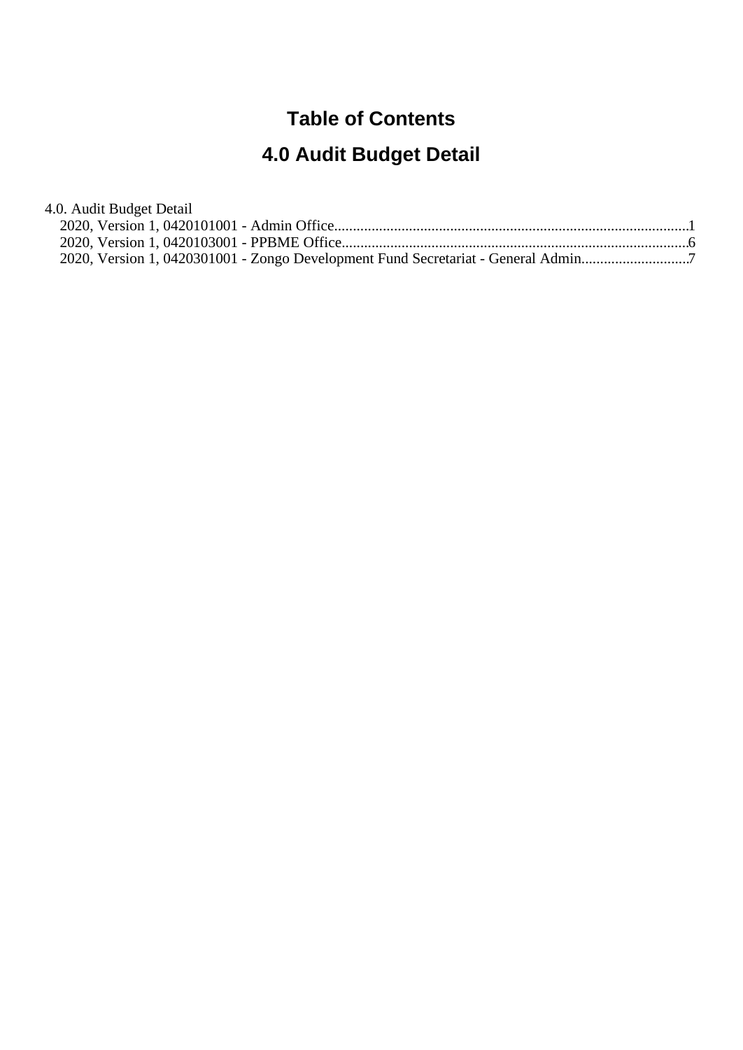# Table of Contents

## 4.0 Audit Budget Detail

4.0. Audit Budget Detail

- 2020, Version 1, 0420101001 - Admin Office....................................................................................................1
- 2020, Version 1, 0420103001 - PPBME Office...................................................................................................6
- 2020, Version 1, 0420301001 - Zongo Development Fund Secretariat - General Admin.............................7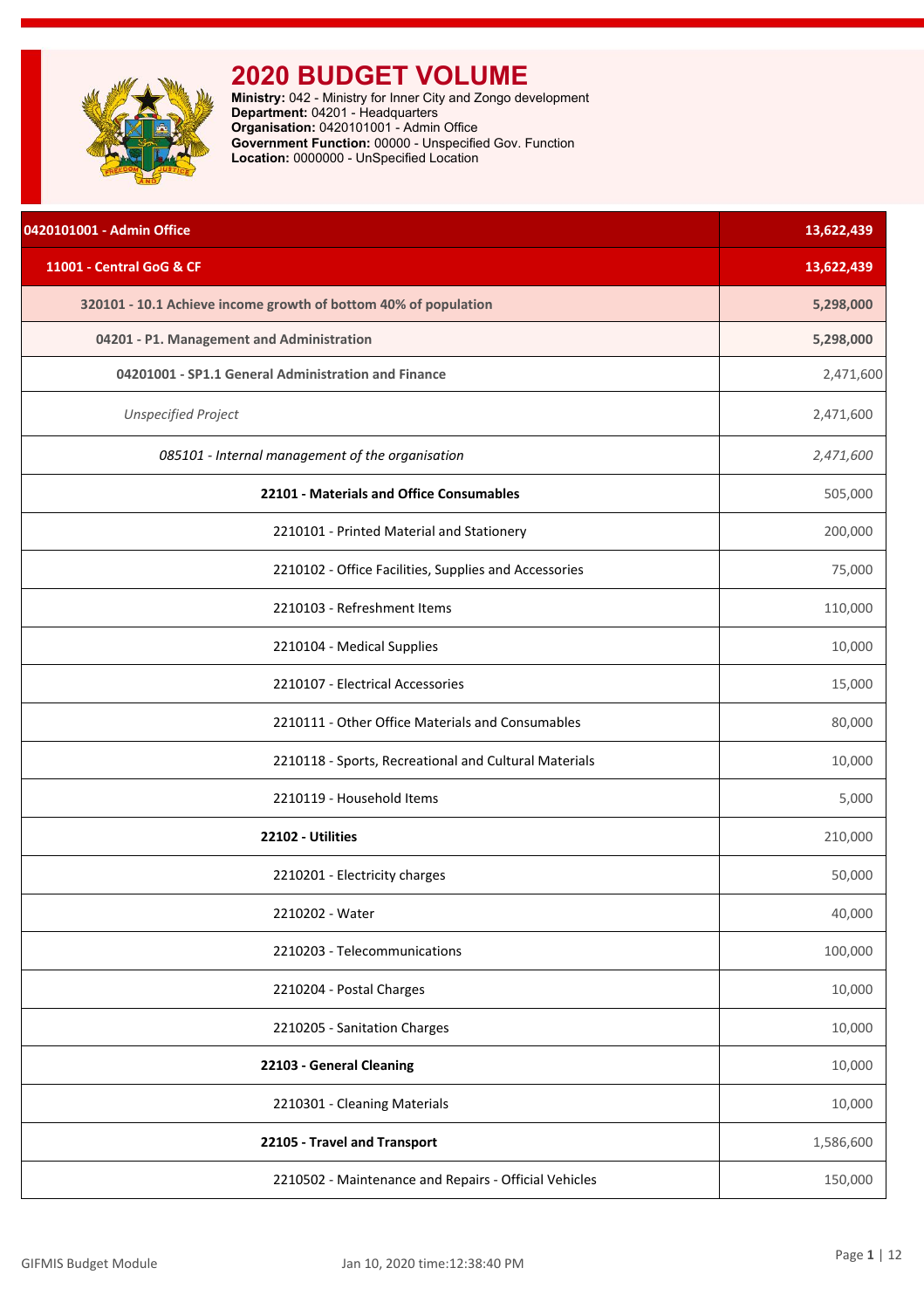# 2020 BUDGET VOLUME

**Ministry:** 042 - Ministry for Inner City and Zongo development
**Department:** 04201 - Headquarters
**Organisation:** 0420101001 - Admin Office
**Government Function:** 00000 - Unspecified Gov. Function
**Location:** 0000000 - UnSpecified Location

| | |
|---|---|
| **0420101001 - Admin Office** | **13,622,439** |
| **11001 - Central GoG & CF** | **13,622,439** |
| **320101 - 10.1 Achieve income growth of bottom 40% of population** | **5,298,000** |
| **04201 - P1. Management and Administration** | **5,298,000** |
| **04201001 - SP1.1 General Administration and Finance** | 2,471,600 |
| *Unspecified Project* | 2,471,600 |
| *085101 - Internal management of the organisation* | *2,471,600* |
| **22101 - Materials and Office Consumables** | 505,000 |
| 2210101 - Printed Material and Stationery | 200,000 |
| 2210102 - Office Facilities, Supplies and Accessories | 75,000 |
| 2210103 - Refreshment Items | 110,000 |
| 2210104 - Medical Supplies | 10,000 |
| 2210107 - Electrical Accessories | 15,000 |
| 2210111 - Other Office Materials and Consumables | 80,000 |
| 2210118 - Sports, Recreational and Cultural Materials | 10,000 |
| 2210119 - Household Items | 5,000 |
| **22102 - Utilities** | 210,000 |
| 2210201 - Electricity charges | 50,000 |
| 2210202 - Water | 40,000 |
| 2210203 - Telecommunications | 100,000 |
| 2210204 - Postal Charges | 10,000 |
| 2210205 - Sanitation Charges | 10,000 |
| **22103 - General Cleaning** | 10,000 |
| 2210301 - Cleaning Materials | 10,000 |
| **22105 - Travel and Transport** | 1,586,600 |
| 2210502 - Maintenance and Repairs - Official Vehicles | 150,000 |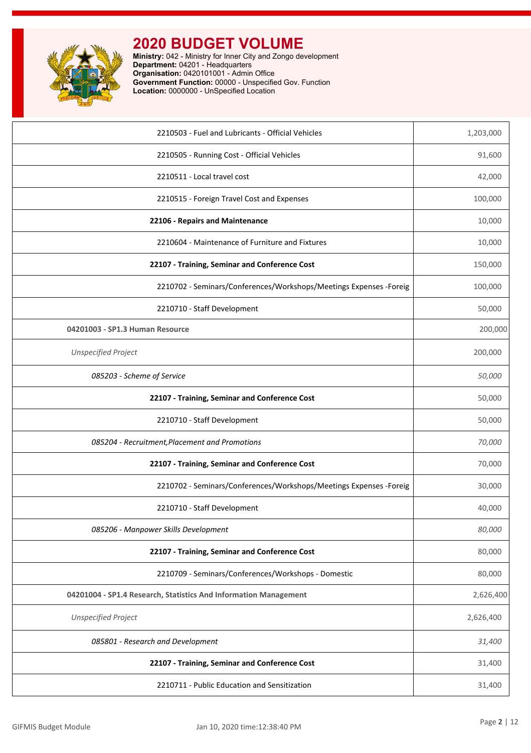# 2020 BUDGET VOLUME

**Ministry:** 042 - Ministry for Inner City and Zongo development
**Department:** 04201 - Headquarters
**Organisation:** 0420101001 - Admin Office
**Government Function:** 00000 - Unspecified Gov. Function
**Location:** 0000000 - UnSpecified Location

| | |
|---|---|
| 2210503 - Fuel and Lubricants - Official Vehicles | 1,203,000 |
| 2210505 - Running Cost - Official Vehicles | 91,600 |
| 2210511 - Local travel cost | 42,000 |
| 2210515 - Foreign Travel Cost and Expenses | 100,000 |
| **22106 - Repairs and Maintenance** | 10,000 |
| 2210604 - Maintenance of Furniture and Fixtures | 10,000 |
| **22107 - Training, Seminar and Conference Cost** | 150,000 |
| 2210702 - Seminars/Conferences/Workshops/Meetings Expenses -Foreig | 100,000 |
| 2210710 - Staff Development | 50,000 |
| **04201003 - SP1.3 Human Resource** | 200,000 |
| *Unspecified Project* | 200,000 |
| *085203 - Scheme of Service* | *50,000* |
| **22107 - Training, Seminar and Conference Cost** | 50,000 |
| 2210710 - Staff Development | 50,000 |
| *085204 - Recruitment,Placement and Promotions* | *70,000* |
| **22107 - Training, Seminar and Conference Cost** | 70,000 |
| 2210702 - Seminars/Conferences/Workshops/Meetings Expenses -Foreig | 30,000 |
| 2210710 - Staff Development | 40,000 |
| *085206 - Manpower Skills Development* | *80,000* |
| **22107 - Training, Seminar and Conference Cost** | 80,000 |
| 2210709 - Seminars/Conferences/Workshops - Domestic | 80,000 |
| **04201004 - SP1.4 Research, Statistics And Information Management** | 2,626,400 |
| *Unspecified Project* | 2,626,400 |
| *085801 - Research and Development* | *31,400* |
| **22107 - Training, Seminar and Conference Cost** | 31,400 |
| 2210711 - Public Education and Sensitization | 31,400 |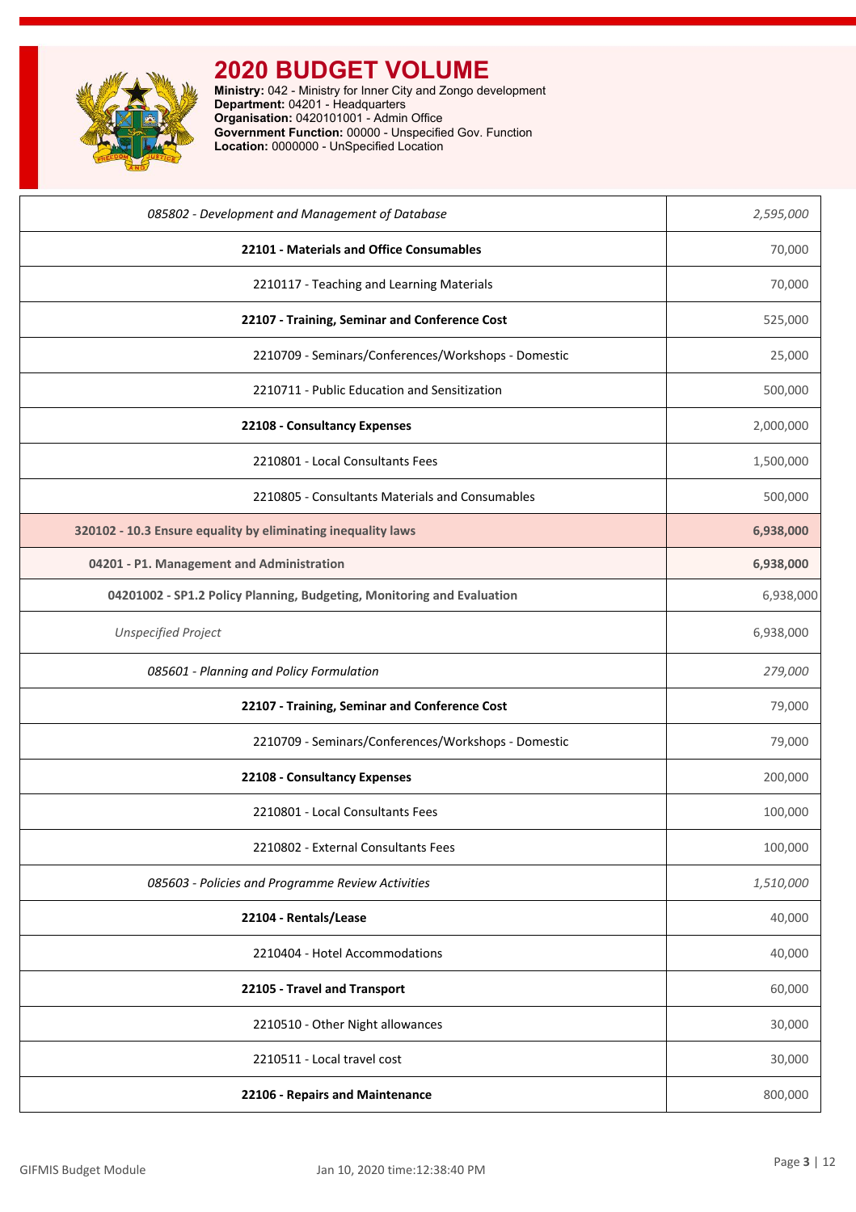# 2020 BUDGET VOLUME

**Ministry:** 042 - Ministry for Inner City and Zongo development
**Department:** 04201 - Headquarters
**Organisation:** 0420101001 - Admin Office
**Government Function:** 00000 - Unspecified Gov. Function
**Location:** 0000000 - UnSpecified Location

| | |
|---|---|
| *085802 - Development and Management of Database* | *2,595,000* |
| **22101 - Materials and Office Consumables** | 70,000 |
| 2210117 - Teaching and Learning Materials | 70,000 |
| **22107 - Training, Seminar and Conference Cost** | 525,000 |
| 2210709 - Seminars/Conferences/Workshops - Domestic | 25,000 |
| 2210711 - Public Education and Sensitization | 500,000 |
| **22108 - Consultancy Expenses** | 2,000,000 |
| 2210801 - Local Consultants Fees | 1,500,000 |
| 2210805 - Consultants Materials and Consumables | 500,000 |
| **320102 - 10.3 Ensure equality by eliminating inequality laws** | **6,938,000** |
| **04201 - P1. Management and Administration** | **6,938,000** |
| **04201002 - SP1.2 Policy Planning, Budgeting, Monitoring and Evaluation** | 6,938,000 |
| *Unspecified Project* | 6,938,000 |
| *085601 - Planning and Policy Formulation* | *279,000* |
| **22107 - Training, Seminar and Conference Cost** | 79,000 |
| 2210709 - Seminars/Conferences/Workshops - Domestic | 79,000 |
| **22108 - Consultancy Expenses** | 200,000 |
| 2210801 - Local Consultants Fees | 100,000 |
| 2210802 - External Consultants Fees | 100,000 |
| *085603 - Policies and Programme Review Activities* | *1,510,000* |
| **22104 - Rentals/Lease** | 40,000 |
| 2210404 - Hotel Accommodations | 40,000 |
| **22105 - Travel and Transport** | 60,000 |
| 2210510 - Other Night allowances | 30,000 |
| 2210511 - Local travel cost | 30,000 |
| **22106 - Repairs and Maintenance** | 800,000 |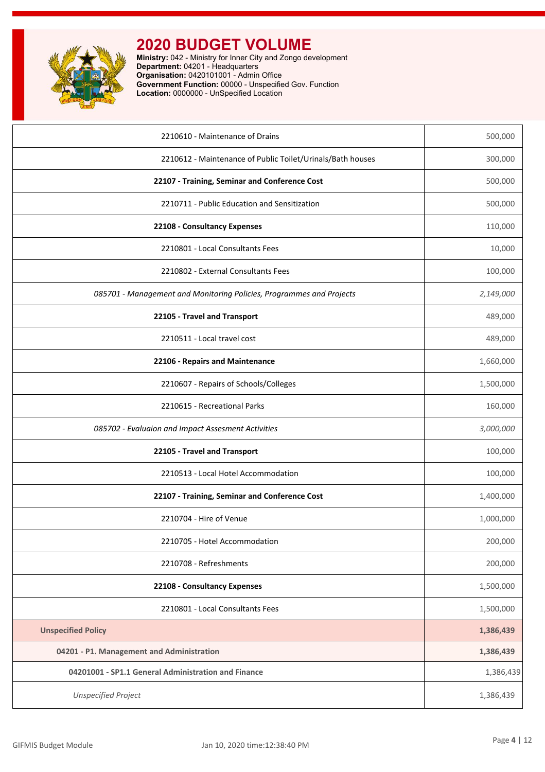# 2020 BUDGET VOLUME

**Ministry:** 042 - Ministry for Inner City and Zongo development
**Department:** 04201 - Headquarters
**Organisation:** 0420101001 - Admin Office
**Government Function:** 00000 - Unspecified Gov. Function
**Location:** 0000000 - UnSpecified Location

| | |
|---|---|
| 2210610 - Maintenance of Drains | 500,000 |
| 2210612 - Maintenance of Public Toilet/Urinals/Bath houses | 300,000 |
| **22107 - Training, Seminar and Conference Cost** | 500,000 |
| 2210711 - Public Education and Sensitization | 500,000 |
| **22108 - Consultancy Expenses** | 110,000 |
| 2210801 - Local Consultants Fees | 10,000 |
| 2210802 - External Consultants Fees | 100,000 |
| *085701 - Management and Monitoring Policies, Programmes and Projects* | *2,149,000* |
| **22105 - Travel and Transport** | 489,000 |
| 2210511 - Local travel cost | 489,000 |
| **22106 - Repairs and Maintenance** | 1,660,000 |
| 2210607 - Repairs of Schools/Colleges | 1,500,000 |
| 2210615 - Recreational Parks | 160,000 |
| *085702 - Evaluaion and Impact Assesment Activities* | *3,000,000* |
| **22105 - Travel and Transport** | 100,000 |
| 2210513 - Local Hotel Accommodation | 100,000 |
| **22107 - Training, Seminar and Conference Cost** | 1,400,000 |
| 2210704 - Hire of Venue | 1,000,000 |
| 2210705 - Hotel Accommodation | 200,000 |
| 2210708 - Refreshments | 200,000 |
| **22108 - Consultancy Expenses** | 1,500,000 |
| 2210801 - Local Consultants Fees | 1,500,000 |
| **Unspecified Policy** | **1,386,439** |
| **04201 - P1. Management and Administration** | **1,386,439** |
| **04201001 - SP1.1 General Administration and Finance** | 1,386,439 |
| *Unspecified Project* | 1,386,439 |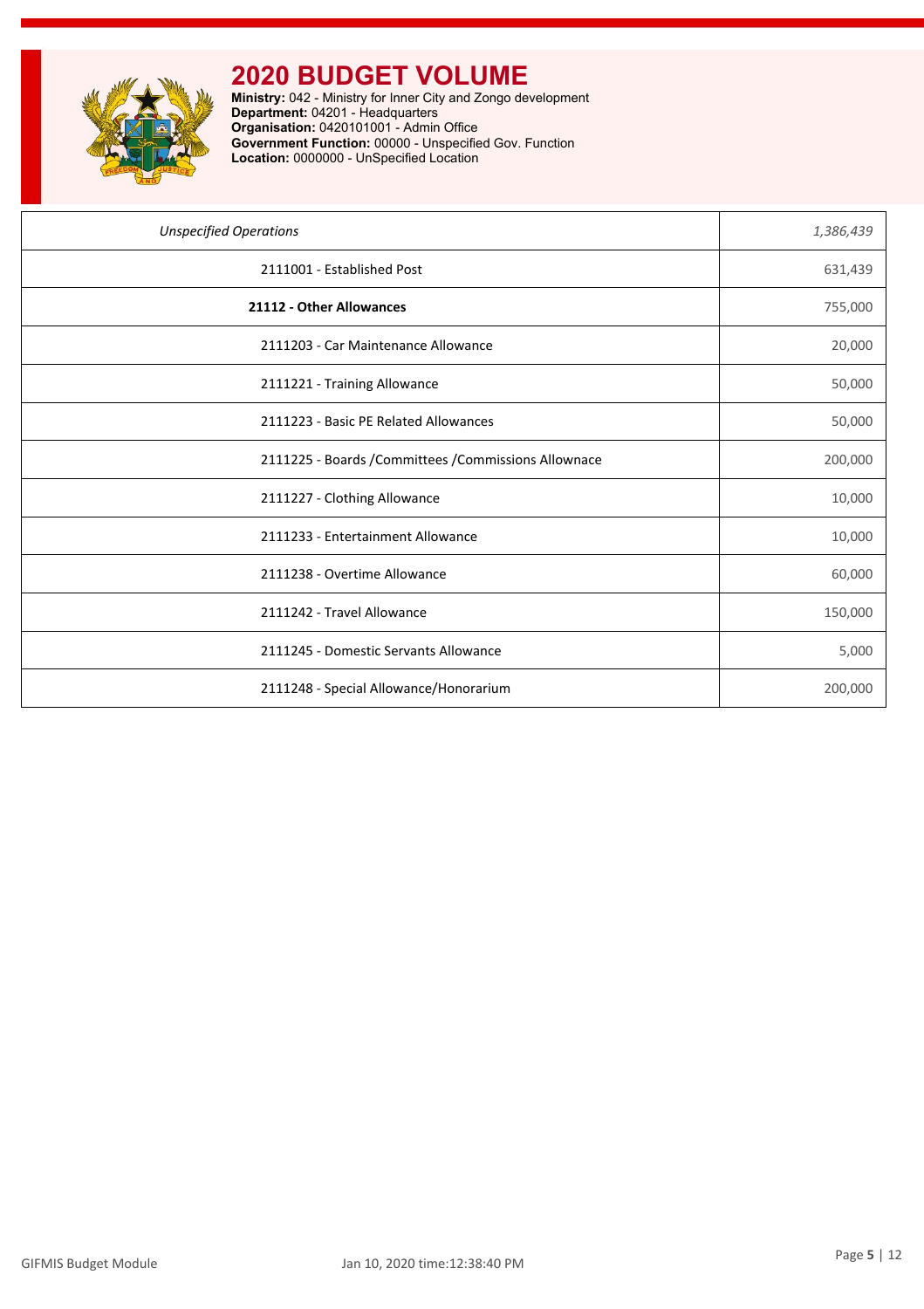# 2020 BUDGET VOLUME

**Ministry:** 042 - Ministry for Inner City and Zongo development
**Department:** 04201 - Headquarters
**Organisation:** 0420101001 - Admin Office
**Government Function:** 00000 - Unspecified Gov. Function
**Location:** 0000000 - UnSpecified Location

| | |
|---|---|
| *Unspecified Operations* | *1,386,439* |
| 2111001 - Established Post | 631,439 |
| **21112 - Other Allowances** | 755,000 |
| 2111203 - Car Maintenance Allowance | 20,000 |
| 2111221 - Training Allowance | 50,000 |
| 2111223 - Basic PE Related Allowances | 50,000 |
| 2111225 - Boards /Committees /Commissions Allownace | 200,000 |
| 2111227 - Clothing Allowance | 10,000 |
| 2111233 - Entertainment Allowance | 10,000 |
| 2111238 - Overtime Allowance | 60,000 |
| 2111242 - Travel Allowance | 150,000 |
| 2111245 - Domestic Servants Allowance | 5,000 |
| 2111248 - Special Allowance/Honorarium | 200,000 |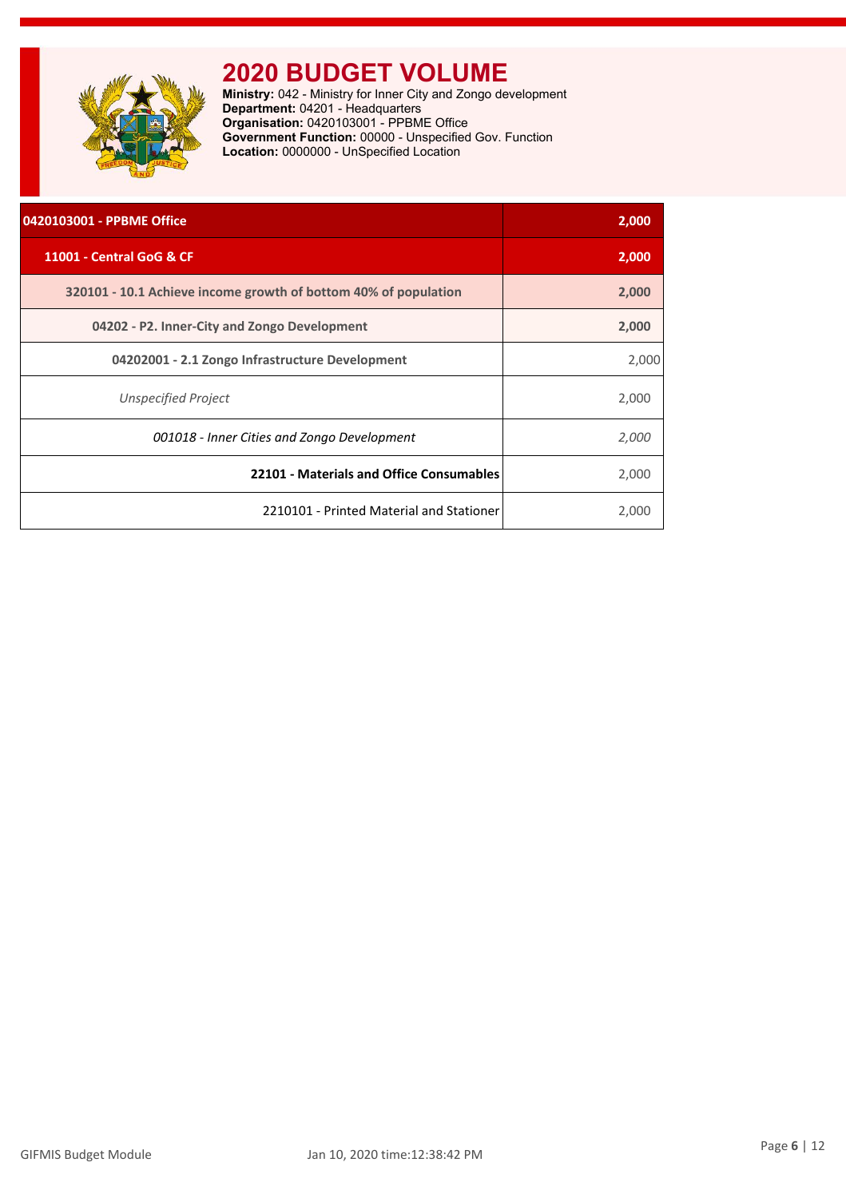# 2020 BUDGET VOLUME

**Ministry:** 042 - Ministry for Inner City and Zongo development
**Department:** 04201 - Headquarters
**Organisation:** 0420103001 - PPBME Office
**Government Function:** 00000 - Unspecified Gov. Function
**Location:** 0000000 - UnSpecified Location

| | |
|---|---|
| **0420103001 - PPBME Office** | **2,000** |
| **11001 - Central GoG & CF** | **2,000** |
| **320101 - 10.1 Achieve income growth of bottom 40% of population** | **2,000** |
| **04202 - P2. Inner-City and Zongo Development** | **2,000** |
| **04202001 - 2.1 Zongo Infrastructure Development** | 2,000 |
| *Unspecified Project* | 2,000 |
| *001018 - Inner Cities and Zongo Development* | *2,000* |
| **22101 - Materials and Office Consumables** | 2,000 |
| 2210101 - Printed Material and Stationer | 2,000 |

GIFMIS Budget Module Jan 10, 2020 time:12:38:42 PM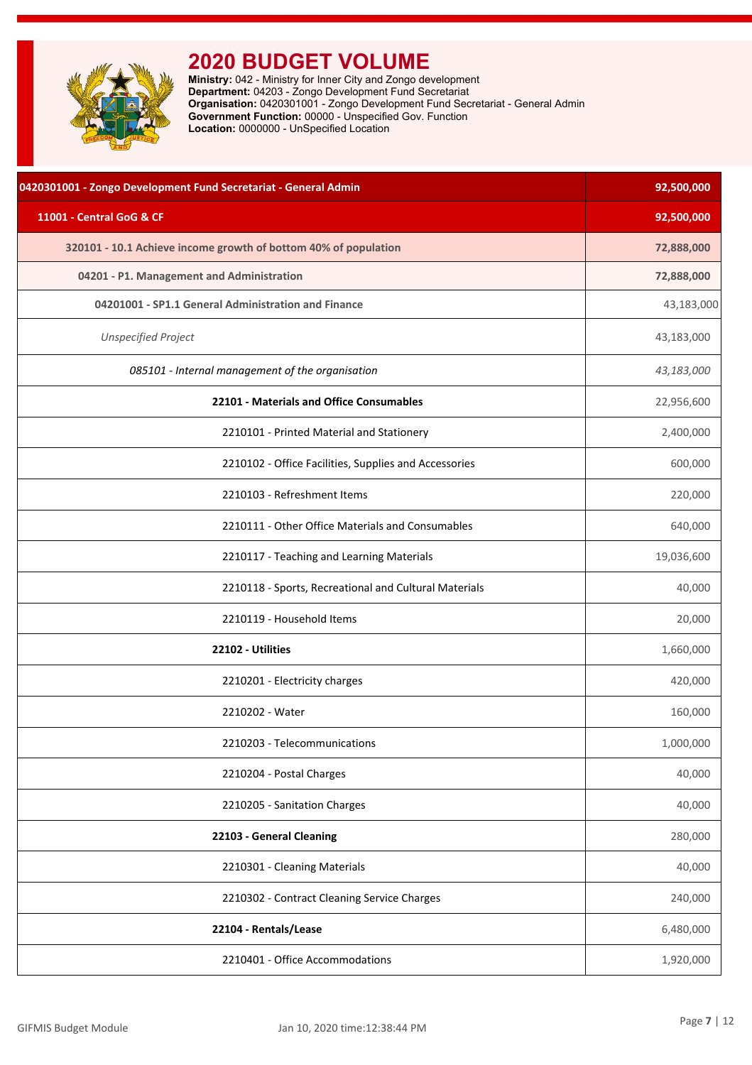# 2020 BUDGET VOLUME

**Ministry:** 042 - Ministry for Inner City and Zongo development
**Department:** 04203 - Zongo Development Fund Secretariat
**Organisation:** 0420301001 - Zongo Development Fund Secretariat - General Admin
**Government Function:** 00000 - Unspecified Gov. Function
**Location:** 0000000 - UnSpecified Location

| Item | Amount |
|---|---|
| **0420301001 - Zongo Development Fund Secretariat - General Admin** | **92,500,000** |
| **11001 - Central GoG & CF** | **92,500,000** |
| **320101 - 10.1 Achieve income growth of bottom 40% of population** | **72,888,000** |
| **04201 - P1. Management and Administration** | **72,888,000** |
| **04201001 - SP1.1 General Administration and Finance** | 43,183,000 |
| *Unspecified Project* | 43,183,000 |
| *085101 - Internal management of the organisation* | *43,183,000* |
| **22101 - Materials and Office Consumables** | 22,956,600 |
| 2210101 - Printed Material and Stationery | 2,400,000 |
| 2210102 - Office Facilities, Supplies and Accessories | 600,000 |
| 2210103 - Refreshment Items | 220,000 |
| 2210111 - Other Office Materials and Consumables | 640,000 |
| 2210117 - Teaching and Learning Materials | 19,036,600 |
| 2210118 - Sports, Recreational and Cultural Materials | 40,000 |
| 2210119 - Household Items | 20,000 |
| **22102 - Utilities** | 1,660,000 |
| 2210201 - Electricity charges | 420,000 |
| 2210202 - Water | 160,000 |
| 2210203 - Telecommunications | 1,000,000 |
| 2210204 - Postal Charges | 40,000 |
| 2210205 - Sanitation Charges | 40,000 |
| **22103 - General Cleaning** | 280,000 |
| 2210301 - Cleaning Materials | 40,000 |
| 2210302 - Contract Cleaning Service Charges | 240,000 |
| **22104 - Rentals/Lease** | 6,480,000 |
| 2210401 - Office Accommodations | 1,920,000 |

GIFMIS Budget Module Jan 10, 2020 time:12:38:44 PM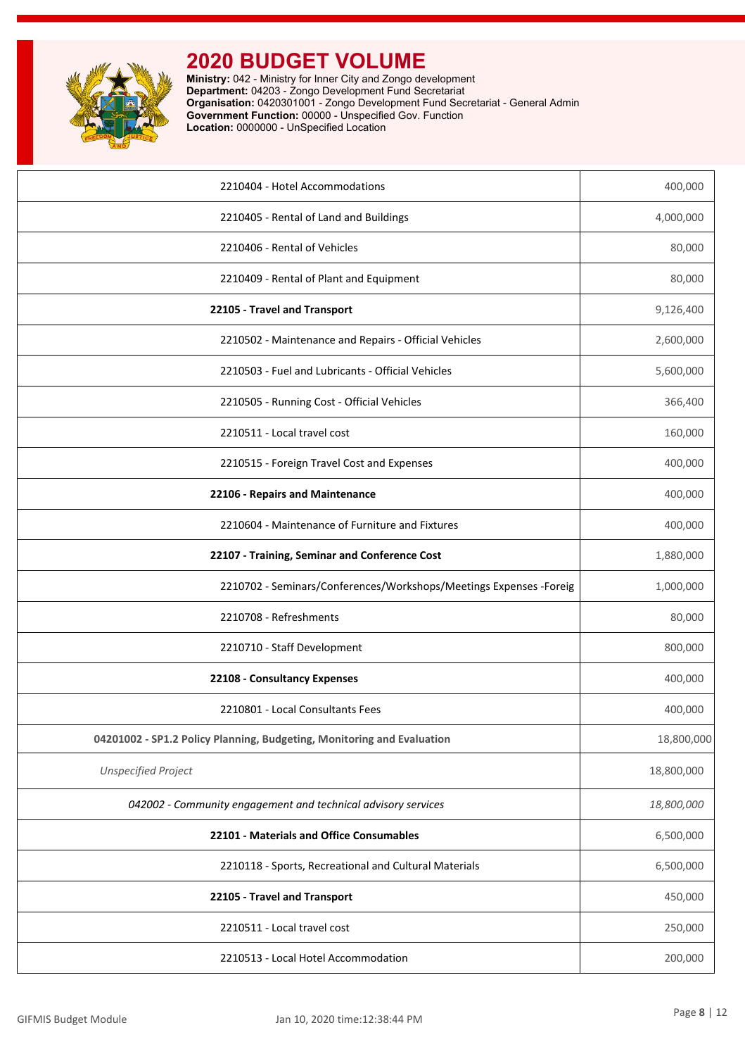# 2020 BUDGET VOLUME

**Ministry:** 042 - Ministry for Inner City and Zongo development
**Department:** 04203 - Zongo Development Fund Secretariat
**Organisation:** 0420301001 - Zongo Development Fund Secretariat - General Admin
**Government Function:** 00000 - Unspecified Gov. Function
**Location:** 0000000 - UnSpecified Location

| | |
|---|---|
| 2210404 - Hotel Accommodations | 400,000 |
| 2210405 - Rental of Land and Buildings | 4,000,000 |
| 2210406 - Rental of Vehicles | 80,000 |
| 2210409 - Rental of Plant and Equipment | 80,000 |
| **22105 - Travel and Transport** | 9,126,400 |
| 2210502 - Maintenance and Repairs - Official Vehicles | 2,600,000 |
| 2210503 - Fuel and Lubricants - Official Vehicles | 5,600,000 |
| 2210505 - Running Cost - Official Vehicles | 366,400 |
| 2210511 - Local travel cost | 160,000 |
| 2210515 - Foreign Travel Cost and Expenses | 400,000 |
| **22106 - Repairs and Maintenance** | 400,000 |
| 2210604 - Maintenance of Furniture and Fixtures | 400,000 |
| **22107 - Training, Seminar and Conference Cost** | 1,880,000 |
| 2210702 - Seminars/Conferences/Workshops/Meetings Expenses -Foreig | 1,000,000 |
| 2210708 - Refreshments | 80,000 |
| 2210710 - Staff Development | 800,000 |
| **22108 - Consultancy Expenses** | 400,000 |
| 2210801 - Local Consultants Fees | 400,000 |
| **04201002 - SP1.2 Policy Planning, Budgeting, Monitoring and Evaluation** | 18,800,000 |
| *Unspecified Project* | 18,800,000 |
| *042002 - Community engagement and technical advisory services* | *18,800,000* |
| **22101 - Materials and Office Consumables** | 6,500,000 |
| 2210118 - Sports, Recreational and Cultural Materials | 6,500,000 |
| **22105 - Travel and Transport** | 450,000 |
| 2210511 - Local travel cost | 250,000 |
| 2210513 - Local Hotel Accommodation | 200,000 |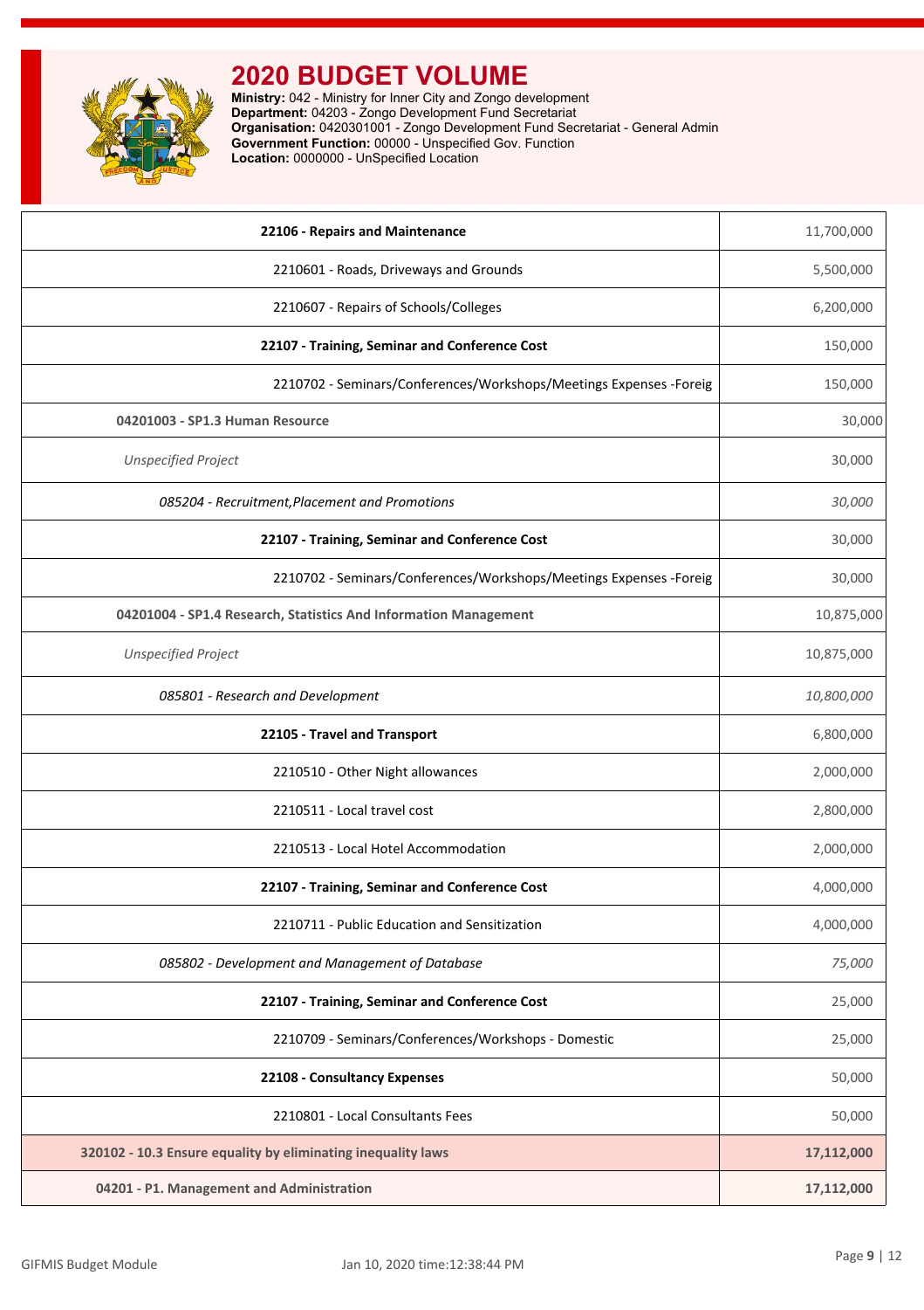# 2020 BUDGET VOLUME

**Ministry:** 042 - Ministry for Inner City and Zongo development
**Department:** 04203 - Zongo Development Fund Secretariat
**Organisation:** 0420301001 - Zongo Development Fund Secretariat - General Admin
**Government Function:** 00000 - Unspecified Gov. Function
**Location:** 0000000 - UnSpecified Location

| | |
|---|---|
| **22106 - Repairs and Maintenance** | 11,700,000 |
| 2210601 - Roads, Driveways and Grounds | 5,500,000 |
| 2210607 - Repairs of Schools/Colleges | 6,200,000 |
| **22107 - Training, Seminar and Conference Cost** | 150,000 |
| 2210702 - Seminars/Conferences/Workshops/Meetings Expenses -Foreig | 150,000 |
| **04201003 - SP1.3 Human Resource** | 30,000 |
| *Unspecified Project* | 30,000 |
| *085204 - Recruitment,Placement and Promotions* | *30,000* |
| **22107 - Training, Seminar and Conference Cost** | 30,000 |
| 2210702 - Seminars/Conferences/Workshops/Meetings Expenses -Foreig | 30,000 |
| **04201004 - SP1.4 Research, Statistics And Information Management** | 10,875,000 |
| *Unspecified Project* | 10,875,000 |
| *085801 - Research and Development* | *10,800,000* |
| **22105 - Travel and Transport** | 6,800,000 |
| 2210510 - Other Night allowances | 2,000,000 |
| 2210511 - Local travel cost | 2,800,000 |
| 2210513 - Local Hotel Accommodation | 2,000,000 |
| **22107 - Training, Seminar and Conference Cost** | 4,000,000 |
| 2210711 - Public Education and Sensitization | 4,000,000 |
| *085802 - Development and Management of Database* | *75,000* |
| **22107 - Training, Seminar and Conference Cost** | 25,000 |
| 2210709 - Seminars/Conferences/Workshops - Domestic | 25,000 |
| **22108 - Consultancy Expenses** | 50,000 |
| 2210801 - Local Consultants Fees | 50,000 |
| **320102 - 10.3 Ensure equality by eliminating inequality laws** | **17,112,000** |
| **04201 - P1. Management and Administration** | **17,112,000** |

GIFMIS Budget Module Jan 10, 2020 time:12:38:44 PM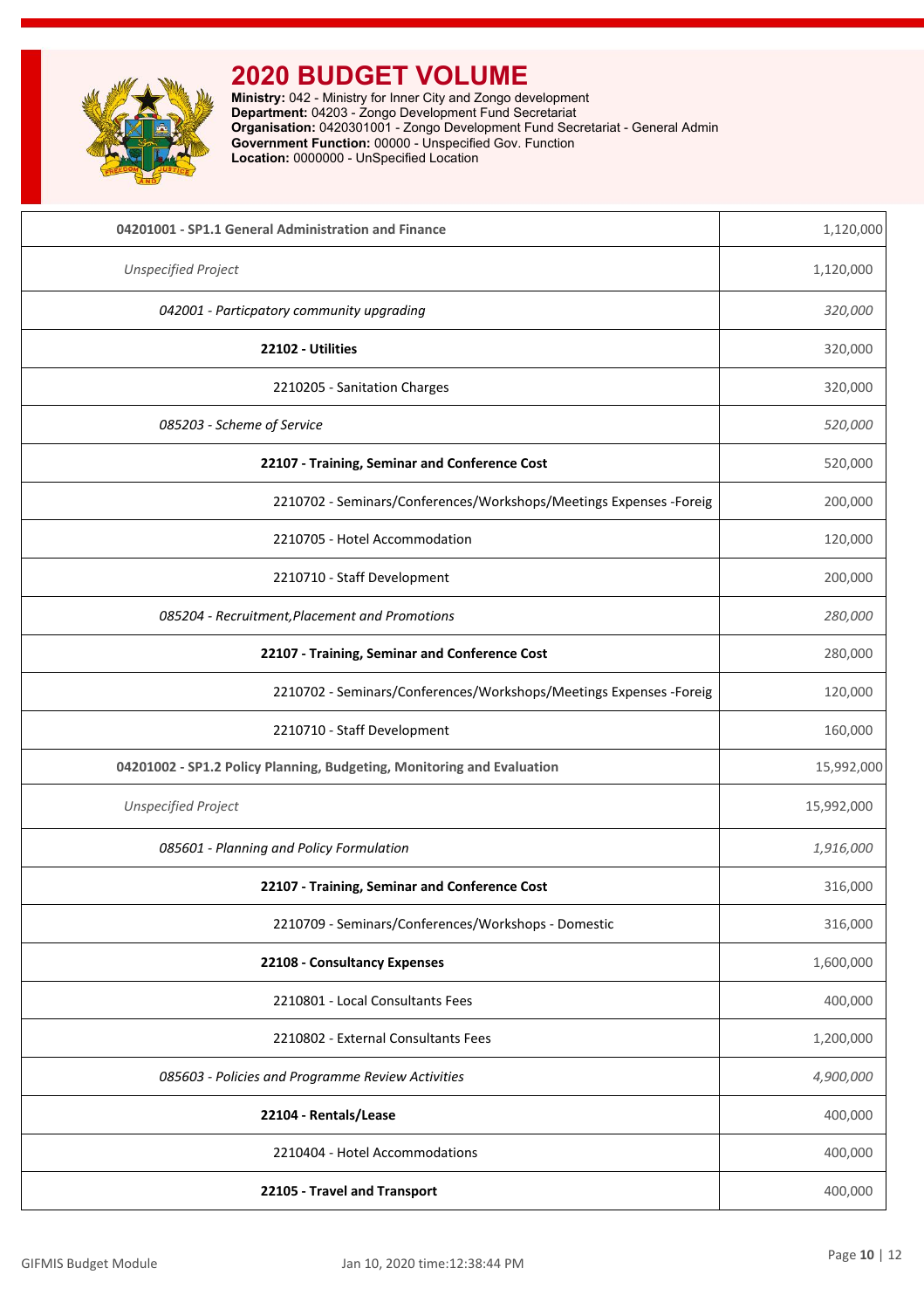# 2020 BUDGET VOLUME

**Ministry:** 042 - Ministry for Inner City and Zongo development
**Department:** 04203 - Zongo Development Fund Secretariat
**Organisation:** 0420301001 - Zongo Development Fund Secretariat - General Admin
**Government Function:** 00000 - Unspecified Gov. Function
**Location:** 0000000 - UnSpecified Location

| | |
|---|---|
| **04201001 - SP1.1 General Administration and Finance** | 1,120,000 |
| *Unspecified Project* | 1,120,000 |
| *042001 - Particpatory community upgrading* | *320,000* |
| **22102 - Utilities** | 320,000 |
| 2210205 - Sanitation Charges | 320,000 |
| *085203 - Scheme of Service* | *520,000* |
| **22107 - Training, Seminar and Conference Cost** | 520,000 |
| 2210702 - Seminars/Conferences/Workshops/Meetings Expenses -Foreig | 200,000 |
| 2210705 - Hotel Accommodation | 120,000 |
| 2210710 - Staff Development | 200,000 |
| *085204 - Recruitment,Placement and Promotions* | *280,000* |
| **22107 - Training, Seminar and Conference Cost** | 280,000 |
| 2210702 - Seminars/Conferences/Workshops/Meetings Expenses -Foreig | 120,000 |
| 2210710 - Staff Development | 160,000 |
| **04201002 - SP1.2 Policy Planning, Budgeting, Monitoring and Evaluation** | 15,992,000 |
| *Unspecified Project* | 15,992,000 |
| *085601 - Planning and Policy Formulation* | *1,916,000* |
| **22107 - Training, Seminar and Conference Cost** | 316,000 |
| 2210709 - Seminars/Conferences/Workshops - Domestic | 316,000 |
| **22108 - Consultancy Expenses** | 1,600,000 |
| 2210801 - Local Consultants Fees | 400,000 |
| 2210802 - External Consultants Fees | 1,200,000 |
| *085603 - Policies and Programme Review Activities* | *4,900,000* |
| **22104 - Rentals/Lease** | 400,000 |
| 2210404 - Hotel Accommodations | 400,000 |
| **22105 - Travel and Transport** | 400,000 |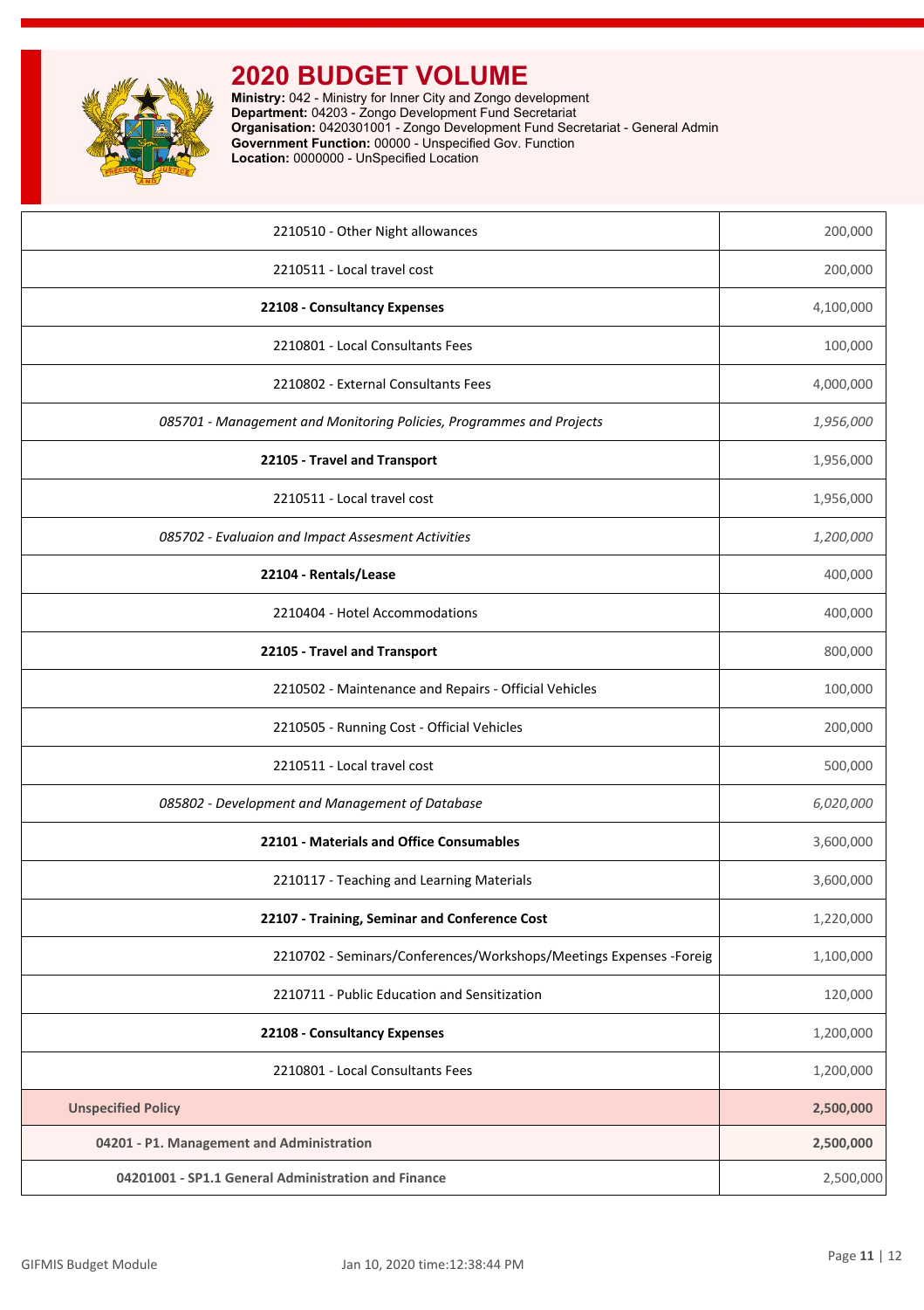# 2020 BUDGET VOLUME

**Ministry:** 042 - Ministry for Inner City and Zongo development
**Department:** 04203 - Zongo Development Fund Secretariat
**Organisation:** 0420301001 - Zongo Development Fund Secretariat - General Admin
**Government Function:** 00000 - Unspecified Gov. Function
**Location:** 0000000 - UnSpecified Location

| | |
|---|---|
| 2210510 - Other Night allowances | 200,000 |
| 2210511 - Local travel cost | 200,000 |
| **22108 - Consultancy Expenses** | 4,100,000 |
| 2210801 - Local Consultants Fees | 100,000 |
| 2210802 - External Consultants Fees | 4,000,000 |
| *085701 - Management and Monitoring Policies, Programmes and Projects* | *1,956,000* |
| **22105 - Travel and Transport** | 1,956,000 |
| 2210511 - Local travel cost | 1,956,000 |
| *085702 - Evaluaion and Impact Assesment Activities* | *1,200,000* |
| **22104 - Rentals/Lease** | 400,000 |
| 2210404 - Hotel Accommodations | 400,000 |
| **22105 - Travel and Transport** | 800,000 |
| 2210502 - Maintenance and Repairs - Official Vehicles | 100,000 |
| 2210505 - Running Cost - Official Vehicles | 200,000 |
| 2210511 - Local travel cost | 500,000 |
| *085802 - Development and Management of Database* | *6,020,000* |
| **22101 - Materials and Office Consumables** | 3,600,000 |
| 2210117 - Teaching and Learning Materials | 3,600,000 |
| **22107 - Training, Seminar and Conference Cost** | 1,220,000 |
| 2210702 - Seminars/Conferences/Workshops/Meetings Expenses -Foreig | 1,100,000 |
| 2210711 - Public Education and Sensitization | 120,000 |
| **22108 - Consultancy Expenses** | 1,200,000 |
| 2210801 - Local Consultants Fees | 1,200,000 |
| **Unspecified Policy** | **2,500,000** |
| **04201 - P1. Management and Administration** | **2,500,000** |
| **04201001 - SP1.1 General Administration and Finance** | 2,500,000 |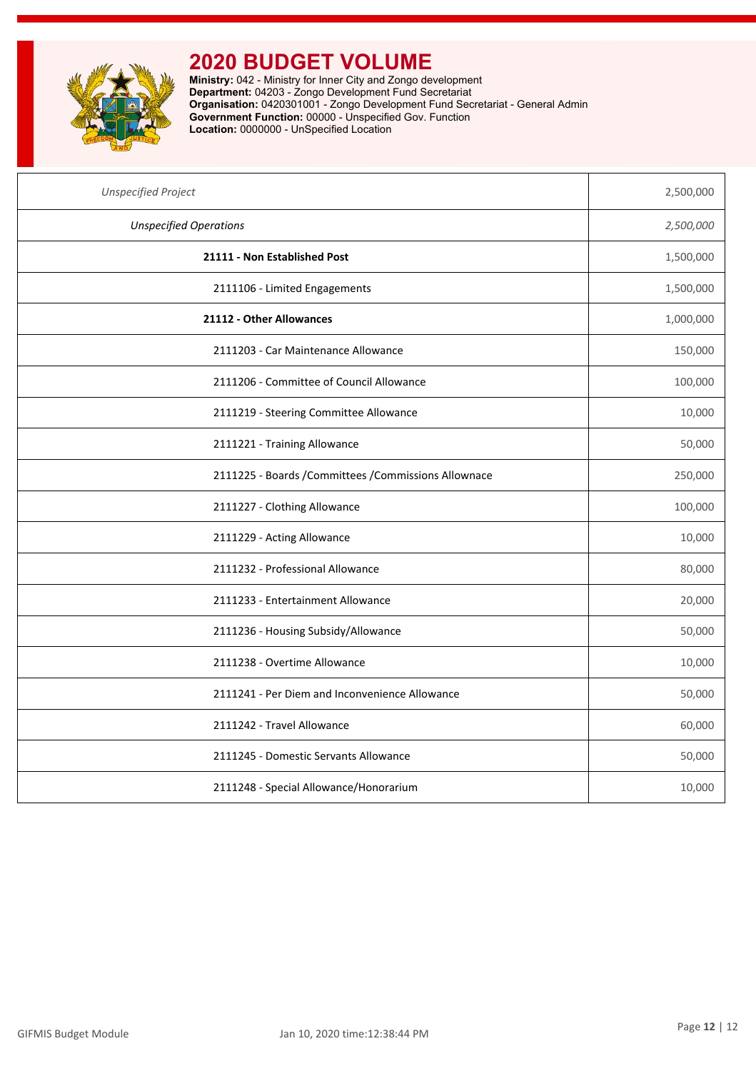# 2020 BUDGET VOLUME

**Ministry:** 042 - Ministry for Inner City and Zongo development
**Department:** 04203 - Zongo Development Fund Secretariat
**Organisation:** 0420301001 - Zongo Development Fund Secretariat - General Admin
**Government Function:** 00000 - Unspecified Gov. Function
**Location:** 0000000 - UnSpecified Location

| | |
|---|---|
| *Unspecified Project* | 2,500,000 |
| *Unspecified Operations* | *2,500,000* |
| **21111 - Non Established Post** | 1,500,000 |
| 2111106 - Limited Engagements | 1,500,000 |
| **21112 - Other Allowances** | 1,000,000 |
| 2111203 - Car Maintenance Allowance | 150,000 |
| 2111206 - Committee of Council Allowance | 100,000 |
| 2111219 - Steering Committee Allowance | 10,000 |
| 2111221 - Training Allowance | 50,000 |
| 2111225 - Boards /Committees /Commissions Allownace | 250,000 |
| 2111227 - Clothing Allowance | 100,000 |
| 2111229 - Acting Allowance | 10,000 |
| 2111232 - Professional Allowance | 80,000 |
| 2111233 - Entertainment Allowance | 20,000 |
| 2111236 - Housing Subsidy/Allowance | 50,000 |
| 2111238 - Overtime Allowance | 10,000 |
| 2111241 - Per Diem and Inconvenience Allowance | 50,000 |
| 2111242 - Travel Allowance | 60,000 |
| 2111245 - Domestic Servants Allowance | 50,000 |
| 2111248 - Special Allowance/Honorarium | 10,000 |

GIFMIS Budget Module Jan 10, 2020 time:12:38:44 PM